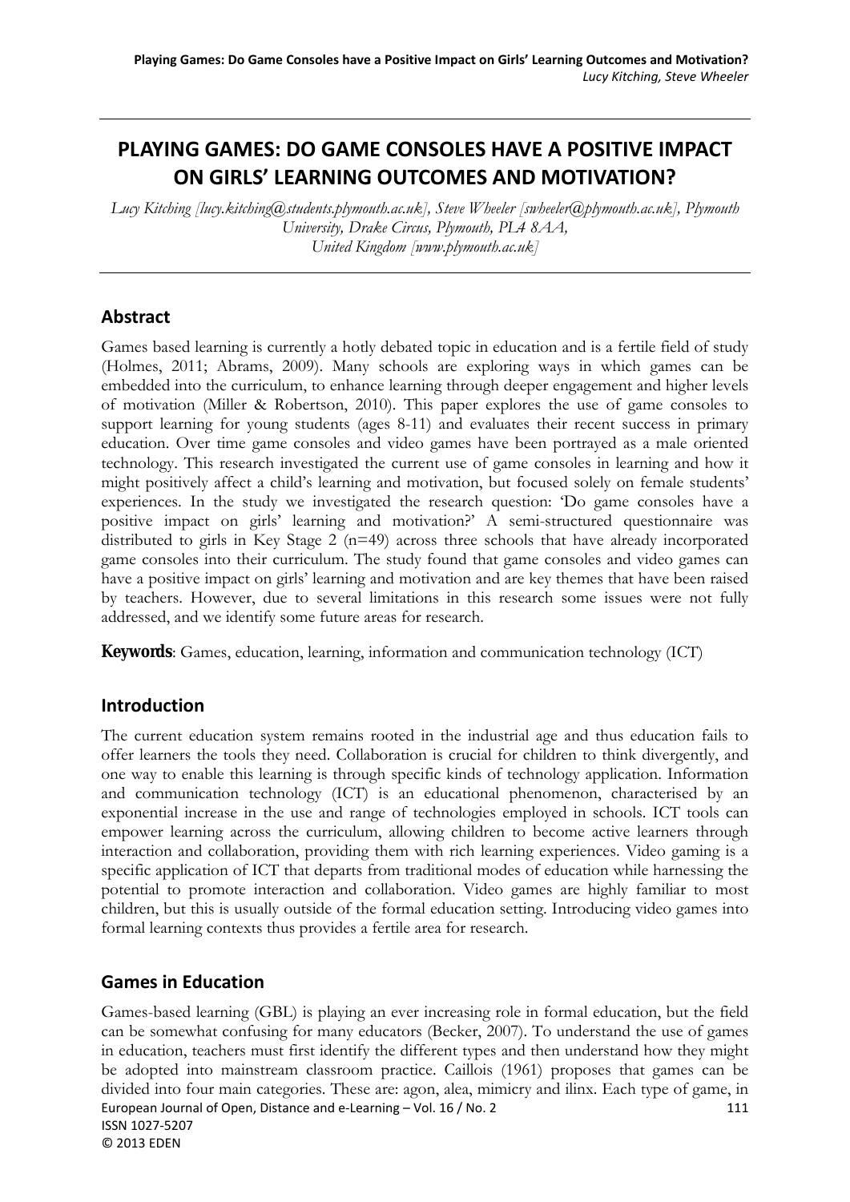# PLAYING GAMES: DO GAME CONSOLES HAVE A POSITIVE IMPACT ON GIRLS' LEARNING OUTCOMES AND MOTIVATION?

*Lucy Kitching [lucy.kitching@students.plymouth.ac.uk], Steve Wheeler [swheeler@plymouth.ac.uk], Plymouth University, Drake Circus, Plymouth, PL4 8AA, United Kingdom [www.plymouth.ac.uk]*

## Abstract

Games based learning is currently a hotly debated topic in education and is a fertile field of study (Holmes, 2011; Abrams, 2009). Many schools are exploring ways in which games can be embedded into the curriculum, to enhance learning through deeper engagement and higher levels of motivation (Miller & Robertson, 2010). This paper explores the use of game consoles to support learning for young students (ages 8-11) and evaluates their recent success in primary education. Over time game consoles and video games have been portrayed as a male oriented technology. This research investigated the current use of game consoles in learning and how it might positively affect a child's learning and motivation, but focused solely on female students' experiences. In the study we investigated the research question: 'Do game consoles have a positive impact on girls' learning and motivation?' A semi-structured questionnaire was distributed to girls in Key Stage 2 (n=49) across three schools that have already incorporated game consoles into their curriculum. The study found that game consoles and video games can have a positive impact on girls' learning and motivation and are key themes that have been raised by teachers. However, due to several limitations in this research some issues were not fully addressed, and we identify some future areas for research.

**Keywords**: Games, education, learning, information and communication technology (ICT)

## Introduction

The current education system remains rooted in the industrial age and thus education fails to offer learners the tools they need. Collaboration is crucial for children to think divergently, and one way to enable this learning is through specific kinds of technology application. Information and communication technology (ICT) is an educational phenomenon, characterised by an exponential increase in the use and range of technologies employed in schools. ICT tools can empower learning across the curriculum, allowing children to become active learners through interaction and collaboration, providing them with rich learning experiences. Video gaming is a specific application of ICT that departs from traditional modes of education while harnessing the potential to promote interaction and collaboration. Video games are highly familiar to most children, but this is usually outside of the formal education setting. Introducing video games into formal learning contexts thus provides a fertile area for research.

## Games in Education

Games-based learning (GBL) is playing an ever increasing role in formal education, but the field can be somewhat confusing for many educators (Becker, 2007). To understand the use of games in education, teachers must first identify the different types and then understand how they might be adopted into mainstream classroom practice. Caillois (1961) proposes that games can be divided into four main categories. These are: agon, alea, mimicry and ilinx. Each type of game, in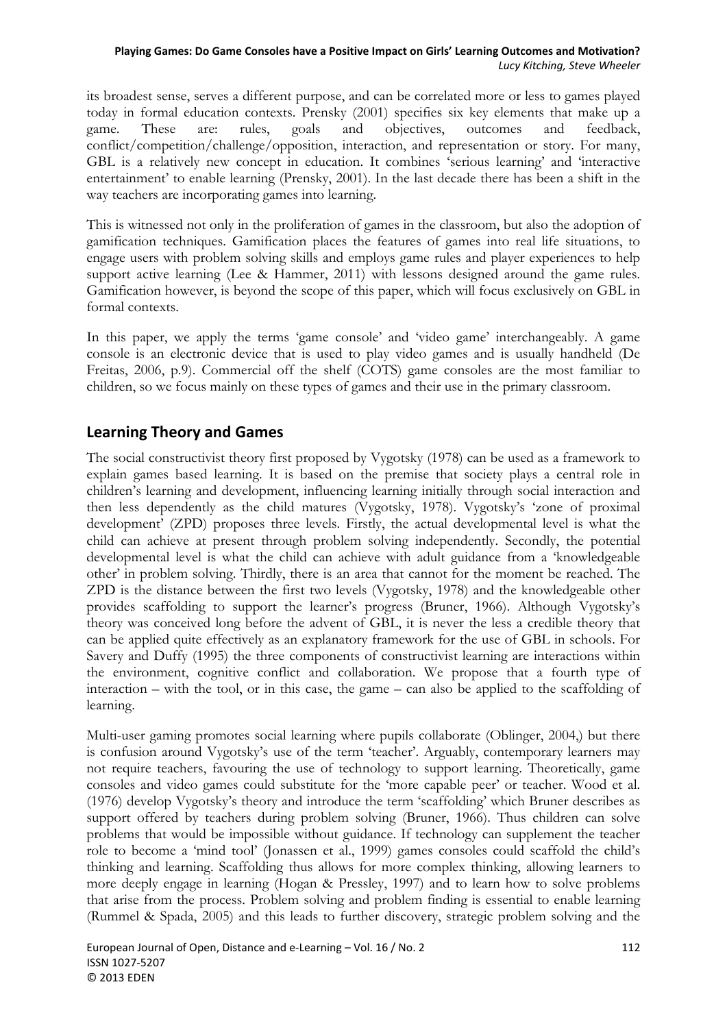its broadest sense, serves a different purpose, and can be correlated more or less to games played today in formal education contexts. Prensky (2001) specifies six key elements that make up a game. These are: rules, goals and objectives, outcomes and feedback, conflict/competition/challenge/opposition, interaction, and representation or story. For many, GBL is a relatively new concept in education. It combines 'serious learning' and 'interactive entertainment' to enable learning (Prensky, 2001). In the last decade there has been a shift in the way teachers are incorporating games into learning.

This is witnessed not only in the proliferation of games in the classroom, but also the adoption of gamification techniques. Gamification places the features of games into real life situations, to engage users with problem solving skills and employs game rules and player experiences to help support active learning (Lee & Hammer, 2011) with lessons designed around the game rules. Gamification however, is beyond the scope of this paper, which will focus exclusively on GBL in formal contexts.

In this paper, we apply the terms 'game console' and 'video game' interchangeably. A game console is an electronic device that is used to play video games and is usually handheld (De Freitas, 2006, p.9). Commercial off the shelf (COTS) game consoles are the most familiar to children, so we focus mainly on these types of games and their use in the primary classroom.

## Learning Theory and Games

The social constructivist theory first proposed by Vygotsky (1978) can be used as a framework to explain games based learning. It is based on the premise that society plays a central role in children's learning and development, influencing learning initially through social interaction and then less dependently as the child matures (Vygotsky, 1978). Vygotsky's 'zone of proximal development' (ZPD) proposes three levels. Firstly, the actual developmental level is what the child can achieve at present through problem solving independently. Secondly, the potential developmental level is what the child can achieve with adult guidance from a 'knowledgeable other' in problem solving. Thirdly, there is an area that cannot for the moment be reached. The ZPD is the distance between the first two levels (Vygotsky, 1978) and the knowledgeable other provides scaffolding to support the learner's progress (Bruner, 1966). Although Vygotsky's theory was conceived long before the advent of GBL, it is never the less a credible theory that can be applied quite effectively as an explanatory framework for the use of GBL in schools. For Savery and Duffy (1995) the three components of constructivist learning are interactions within the environment, cognitive conflict and collaboration. We propose that a fourth type of interaction – with the tool, or in this case, the game – can also be applied to the scaffolding of learning.

Multi-user gaming promotes social learning where pupils collaborate (Oblinger, 2004,) but there is confusion around Vygotsky's use of the term 'teacher'. Arguably, contemporary learners may not require teachers, favouring the use of technology to support learning. Theoretically, game consoles and video games could substitute for the 'more capable peer' or teacher. Wood et al. (1976) develop Vygotsky's theory and introduce the term 'scaffolding' which Bruner describes as support offered by teachers during problem solving (Bruner, 1966). Thus children can solve problems that would be impossible without guidance. If technology can supplement the teacher role to become a 'mind tool' (Jonassen et al., 1999) games consoles could scaffold the child's thinking and learning. Scaffolding thus allows for more complex thinking, allowing learners to more deeply engage in learning (Hogan & Pressley, 1997) and to learn how to solve problems that arise from the process. Problem solving and problem finding is essential to enable learning (Rummel & Spada, 2005) and this leads to further discovery, strategic problem solving and the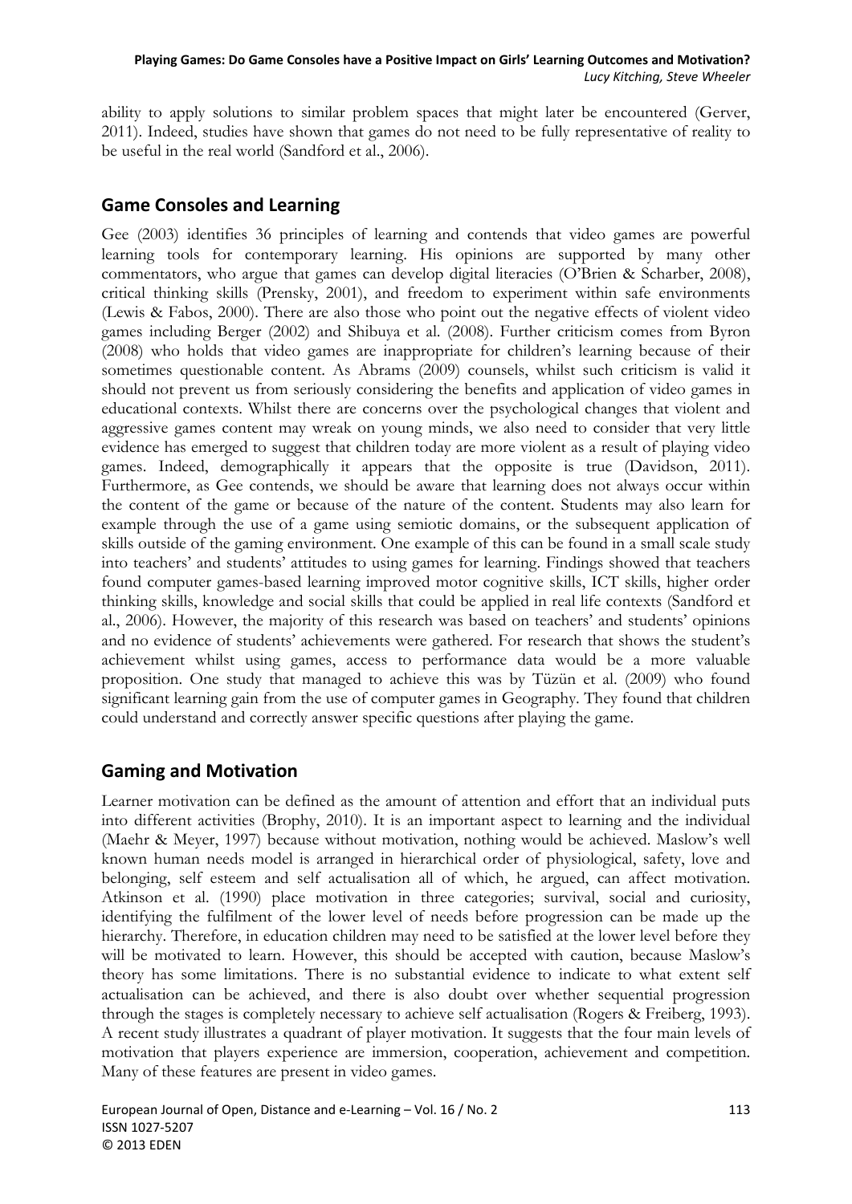ability to apply solutions to similar problem spaces that might later be encountered (Gerver, 2011). Indeed, studies have shown that games do not need to be fully representative of reality to be useful in the real world (Sandford et al., 2006).

## Game Consoles and Learning

Gee (2003) identifies 36 principles of learning and contends that video games are powerful learning tools for contemporary learning. His opinions are supported by many other commentators, who argue that games can develop digital literacies (O'Brien & Scharber, 2008), critical thinking skills (Prensky, 2001), and freedom to experiment within safe environments (Lewis & Fabos, 2000). There are also those who point out the negative effects of violent video games including Berger (2002) and Shibuya et al. (2008). Further criticism comes from Byron (2008) who holds that video games are inappropriate for children's learning because of their sometimes questionable content. As Abrams (2009) counsels, whilst such criticism is valid it should not prevent us from seriously considering the benefits and application of video games in educational contexts. Whilst there are concerns over the psychological changes that violent and aggressive games content may wreak on young minds, we also need to consider that very little evidence has emerged to suggest that children today are more violent as a result of playing video games. Indeed, demographically it appears that the opposite is true (Davidson, 2011). Furthermore, as Gee contends, we should be aware that learning does not always occur within the content of the game or because of the nature of the content. Students may also learn for example through the use of a game using semiotic domains, or the subsequent application of skills outside of the gaming environment. One example of this can be found in a small scale study into teachers' and students' attitudes to using games for learning. Findings showed that teachers found computer games-based learning improved motor cognitive skills, ICT skills, higher order thinking skills, knowledge and social skills that could be applied in real life contexts (Sandford et al., 2006). However, the majority of this research was based on teachers' and students' opinions and no evidence of students' achievements were gathered. For research that shows the student's achievement whilst using games, access to performance data would be a more valuable proposition. One study that managed to achieve this was by Tüzün et al. (2009) who found significant learning gain from the use of computer games in Geography. They found that children could understand and correctly answer specific questions after playing the game.

## Gaming and Motivation

Learner motivation can be defined as the amount of attention and effort that an individual puts into different activities (Brophy, 2010). It is an important aspect to learning and the individual (Maehr & Meyer, 1997) because without motivation, nothing would be achieved. Maslow's well known human needs model is arranged in hierarchical order of physiological, safety, love and belonging, self esteem and self actualisation all of which, he argued, can affect motivation. Atkinson et al. (1990) place motivation in three categories; survival, social and curiosity, identifying the fulfilment of the lower level of needs before progression can be made up the hierarchy. Therefore, in education children may need to be satisfied at the lower level before they will be motivated to learn. However, this should be accepted with caution, because Maslow's theory has some limitations. There is no substantial evidence to indicate to what extent self actualisation can be achieved, and there is also doubt over whether sequential progression through the stages is completely necessary to achieve self actualisation (Rogers & Freiberg, 1993). A recent study illustrates a quadrant of player motivation. It suggests that the four main levels of motivation that players experience are immersion, cooperation, achievement and competition. Many of these features are present in video games.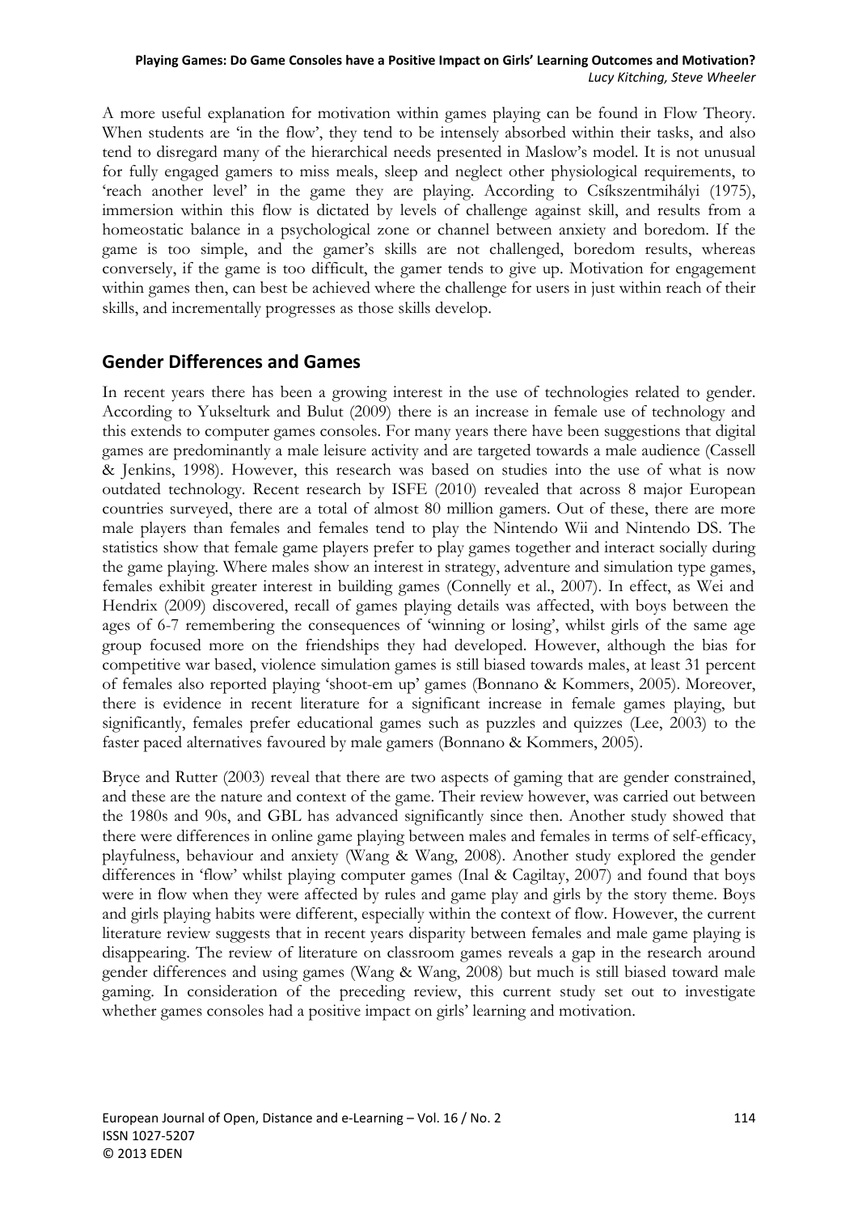A more useful explanation for motivation within games playing can be found in Flow Theory. When students are 'in the flow', they tend to be intensely absorbed within their tasks, and also tend to disregard many of the hierarchical needs presented in Maslow's model. It is not unusual for fully engaged gamers to miss meals, sleep and neglect other physiological requirements, to 'reach another level' in the game they are playing. According to Csíkszentmihályi (1975), immersion within this flow is dictated by levels of challenge against skill, and results from a homeostatic balance in a psychological zone or channel between anxiety and boredom. If the game is too simple, and the gamer's skills are not challenged, boredom results, whereas conversely, if the game is too difficult, the gamer tends to give up. Motivation for engagement within games then, can best be achieved where the challenge for users in just within reach of their skills, and incrementally progresses as those skills develop.

## Gender Differences and Games

In recent years there has been a growing interest in the use of technologies related to gender. According to Yukselturk and Bulut (2009) there is an increase in female use of technology and this extends to computer games consoles. For many years there have been suggestions that digital games are predominantly a male leisure activity and are targeted towards a male audience (Cassell & Jenkins, 1998). However, this research was based on studies into the use of what is now outdated technology. Recent research by ISFE (2010) revealed that across 8 major European countries surveyed, there are a total of almost 80 million gamers. Out of these, there are more male players than females and females tend to play the Nintendo Wii and Nintendo DS. The statistics show that female game players prefer to play games together and interact socially during the game playing. Where males show an interest in strategy, adventure and simulation type games, females exhibit greater interest in building games (Connelly et al., 2007). In effect, as Wei and Hendrix (2009) discovered, recall of games playing details was affected, with boys between the ages of 6-7 remembering the consequences of 'winning or losing', whilst girls of the same age group focused more on the friendships they had developed. However, although the bias for competitive war based, violence simulation games is still biased towards males, at least 31 percent of females also reported playing 'shoot-em up' games (Bonnano & Kommers, 2005). Moreover, there is evidence in recent literature for a significant increase in female games playing, but significantly, females prefer educational games such as puzzles and quizzes (Lee, 2003) to the faster paced alternatives favoured by male gamers (Bonnano & Kommers, 2005).

Bryce and Rutter (2003) reveal that there are two aspects of gaming that are gender constrained, and these are the nature and context of the game. Their review however, was carried out between the 1980s and 90s, and GBL has advanced significantly since then. Another study showed that there were differences in online game playing between males and females in terms of self-efficacy, playfulness, behaviour and anxiety (Wang & Wang, 2008). Another study explored the gender differences in 'flow' whilst playing computer games (Inal & Cagiltay, 2007) and found that boys were in flow when they were affected by rules and game play and girls by the story theme. Boys and girls playing habits were different, especially within the context of flow. However, the current literature review suggests that in recent years disparity between females and male game playing is disappearing. The review of literature on classroom games reveals a gap in the research around gender differences and using games (Wang & Wang, 2008) but much is still biased toward male gaming. In consideration of the preceding review, this current study set out to investigate whether games consoles had a positive impact on girls' learning and motivation.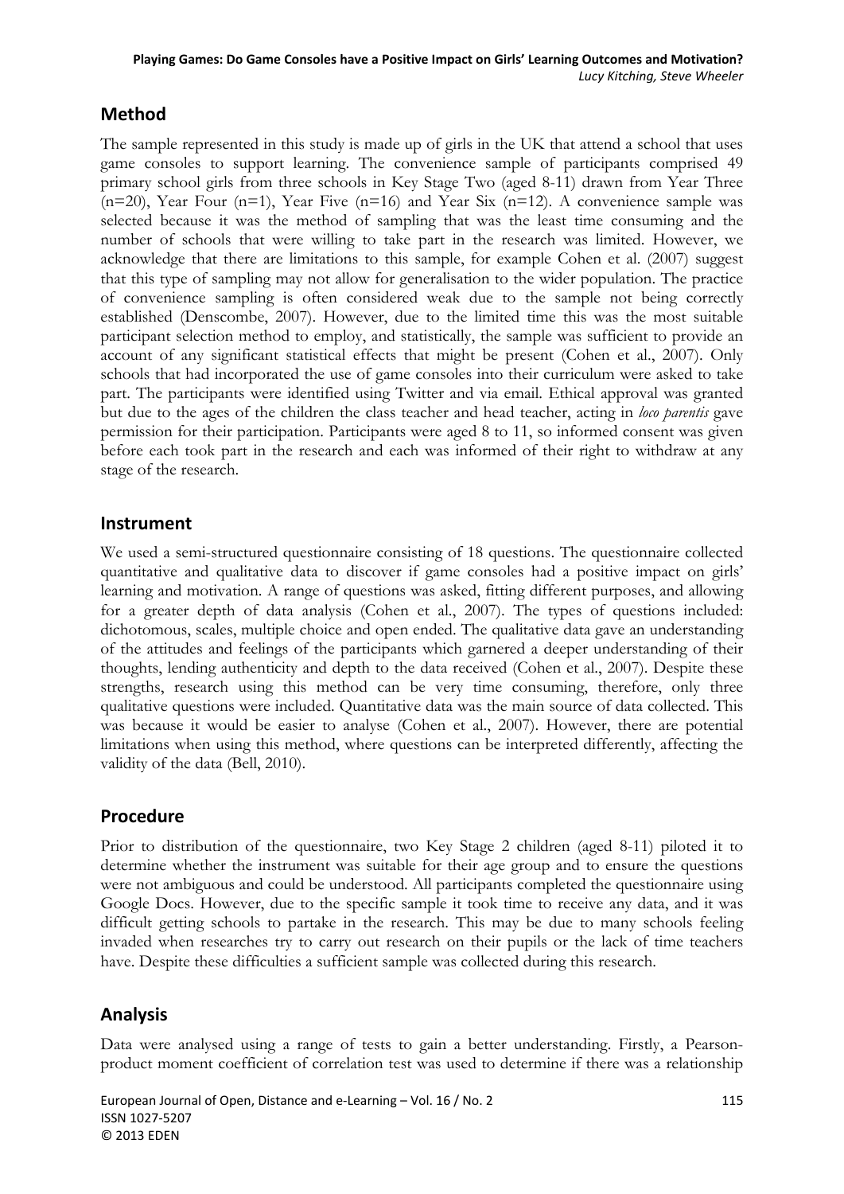## Method

The sample represented in this study is made up of girls in the UK that attend a school that uses game consoles to support learning. The convenience sample of participants comprised 49 primary school girls from three schools in Key Stage Two (aged 8-11) drawn from Year Three (n=20), Year Four (n=1), Year Five (n=16) and Year Six (n=12). A convenience sample was selected because it was the method of sampling that was the least time consuming and the number of schools that were willing to take part in the research was limited. However, we acknowledge that there are limitations to this sample, for example Cohen et al. (2007) suggest that this type of sampling may not allow for generalisation to the wider population. The practice of convenience sampling is often considered weak due to the sample not being correctly established (Denscombe, 2007). However, due to the limited time this was the most suitable participant selection method to employ, and statistically, the sample was sufficient to provide an account of any significant statistical effects that might be present (Cohen et al., 2007). Only schools that had incorporated the use of game consoles into their curriculum were asked to take part. The participants were identified using Twitter and via email. Ethical approval was granted but due to the ages of the children the class teacher and head teacher, acting in *loco parentis* gave permission for their participation. Participants were aged 8 to 11, so informed consent was given before each took part in the research and each was informed of their right to withdraw at any stage of the research.

## Instrument

We used a semi-structured questionnaire consisting of 18 questions. The questionnaire collected quantitative and qualitative data to discover if game consoles had a positive impact on girls' learning and motivation. A range of questions was asked, fitting different purposes, and allowing for a greater depth of data analysis (Cohen et al., 2007). The types of questions included: dichotomous, scales, multiple choice and open ended. The qualitative data gave an understanding of the attitudes and feelings of the participants which garnered a deeper understanding of their thoughts, lending authenticity and depth to the data received (Cohen et al., 2007). Despite these strengths, research using this method can be very time consuming, therefore, only three qualitative questions were included. Quantitative data was the main source of data collected. This was because it would be easier to analyse (Cohen et al., 2007). However, there are potential limitations when using this method, where questions can be interpreted differently, affecting the validity of the data (Bell, 2010).

## Procedure

Prior to distribution of the questionnaire, two Key Stage 2 children (aged 8-11) piloted it to determine whether the instrument was suitable for their age group and to ensure the questions were not ambiguous and could be understood. All participants completed the questionnaire using Google Docs. However, due to the specific sample it took time to receive any data, and it was difficult getting schools to partake in the research. This may be due to many schools feeling invaded when researches try to carry out research on their pupils or the lack of time teachers have. Despite these difficulties a sufficient sample was collected during this research.

## Analysis

Data were analysed using a range of tests to gain a better understanding. Firstly, a Pearson-product moment coefficient of correlation test was used to determine if there was a relationship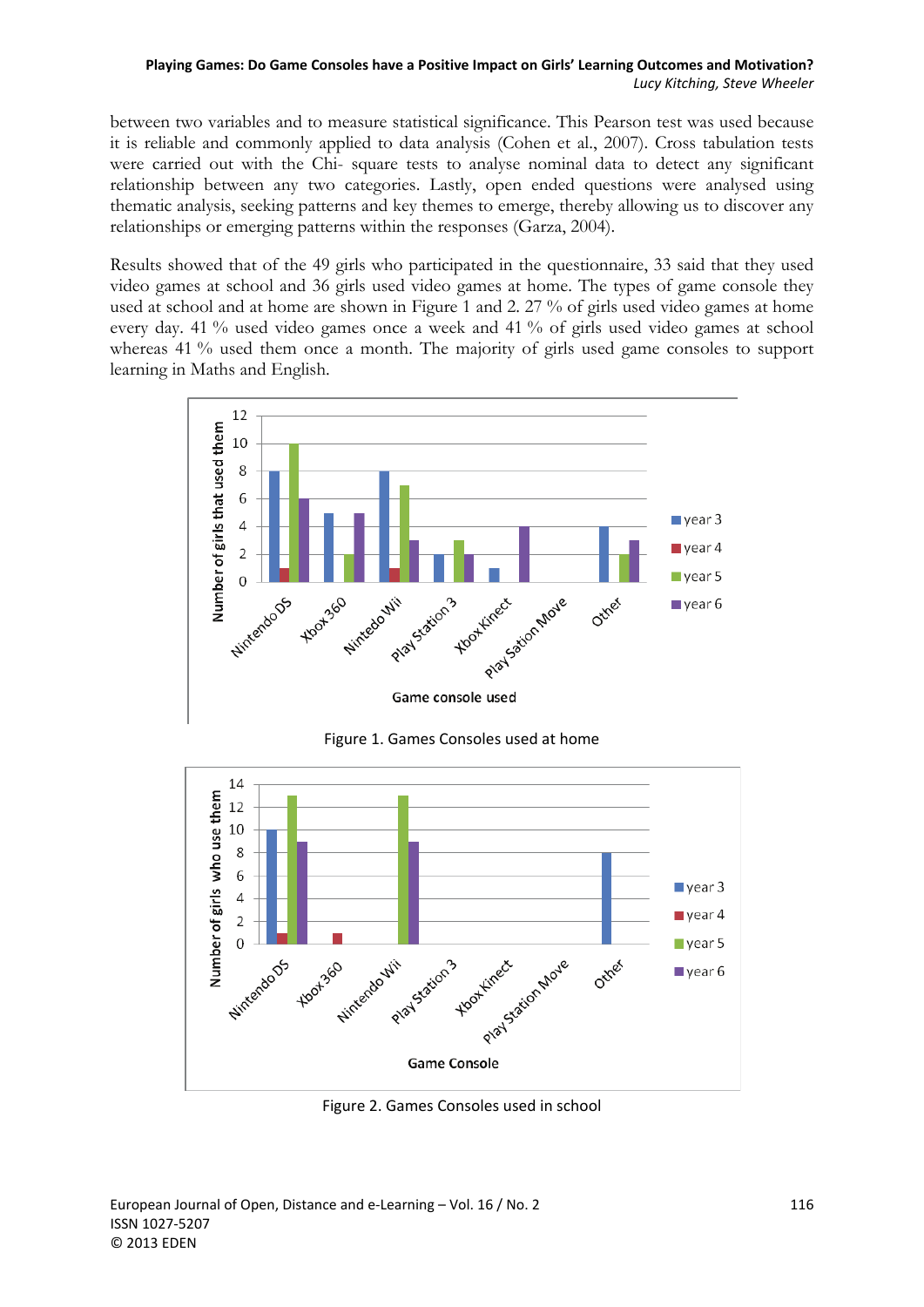between two variables and to measure statistical significance. This Pearson test was used because it is reliable and commonly applied to data analysis (Cohen et al., 2007). Cross tabulation tests were carried out with the Chi- square tests to analyse nominal data to detect any significant relationship between any two categories. Lastly, open ended questions were analysed using thematic analysis, seeking patterns and key themes to emerge, thereby allowing us to discover any relationships or emerging patterns within the responses (Garza, 2004).

Results showed that of the 49 girls who participated in the questionnaire, 33 said that they used video games at school and 36 girls used video games at home. The types of game console they used at school and at home are shown in Figure 1 and 2. 27 % of girls used video games at home every day. 41 % used video games once a week and 41 % of girls used video games at school whereas 41 % used them once a month. The majority of girls used game consoles to support learning in Maths and English.

Figure 1. Games Consoles used at home

Figure 2. Games Consoles used in school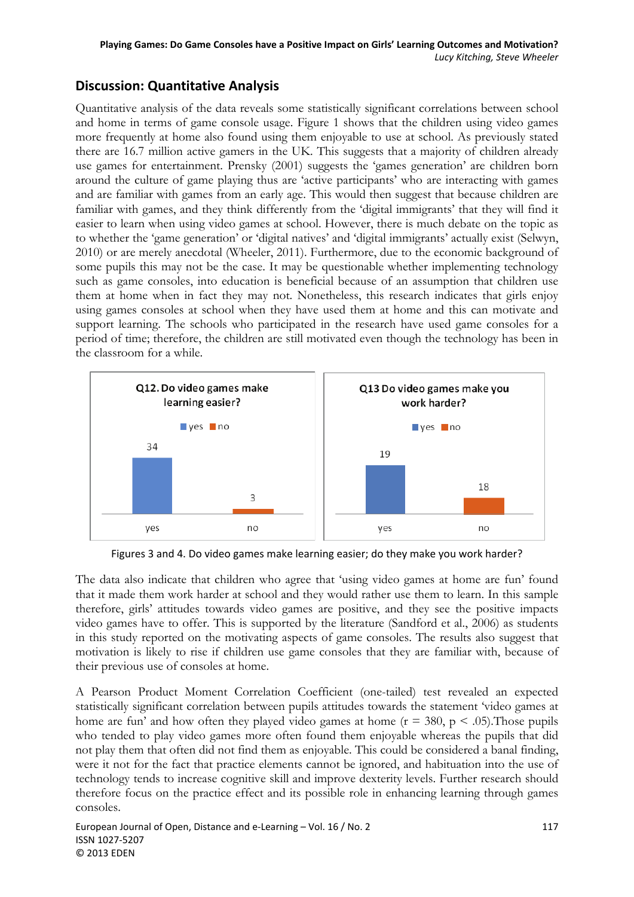## Discussion: Quantitative Analysis

Quantitative analysis of the data reveals some statistically significant correlations between school and home in terms of game console usage. Figure 1 shows that the children using video games more frequently at home also found using them enjoyable to use at school. As previously stated there are 16.7 million active gamers in the UK. This suggests that a majority of children already use games for entertainment. Prensky (2001) suggests the 'games generation' are children born around the culture of game playing thus are 'active participants' who are interacting with games and are familiar with games from an early age. This would then suggest that because children are familiar with games, and they think differently from the 'digital immigrants' that they will find it easier to learn when using video games at school. However, there is much debate on the topic as to whether the 'game generation' or 'digital natives' and 'digital immigrants' actually exist (Selwyn, 2010) or are merely anecdotal (Wheeler, 2011). Furthermore, due to the economic background of some pupils this may not be the case. It may be questionable whether implementing technology such as game consoles, into education is beneficial because of an assumption that children use them at home when in fact they may not. Nonetheless, this research indicates that girls enjoy using games consoles at school when they have used them at home and this can motivate and support learning. The schools who participated in the research have used game consoles for a period of time; therefore, the children are still motivated even though the technology has been in the classroom for a while.

**Q12. Do video games make learning easier?**

| | Count |
|---|---|
| yes | 34 |
| no | 3 |

**Q13 Do video games make you work harder?**

| | Count |
|---|---|
| yes | 19 |
| no | 18 |

Figures 3 and 4. Do video games make learning easier; do they make you work harder?

The data also indicate that children who agree that 'using video games at home are fun' found that it made them work harder at school and they would rather use them to learn. In this sample therefore, girls' attitudes towards video games are positive, and they see the positive impacts video games have to offer. This is supported by the literature (Sandford et al., 2006) as students in this study reported on the motivating aspects of game consoles. The results also suggest that motivation is likely to rise if children use game consoles that they are familiar with, because of their previous use of consoles at home.

A Pearson Product Moment Correlation Coefficient (one-tailed) test revealed an expected statistically significant correlation between pupils attitudes towards the statement 'video games at home are fun' and how often they played video games at home ($r = 380$, $p < .05$).Those pupils who tended to play video games more often found them enjoyable whereas the pupils that did not play them that often did not find them as enjoyable. This could be considered a banal finding, were it not for the fact that practice elements cannot be ignored, and habituation into the use of technology tends to increase cognitive skill and improve dexterity levels. Further research should therefore focus on the practice effect and its possible role in enhancing learning through games consoles.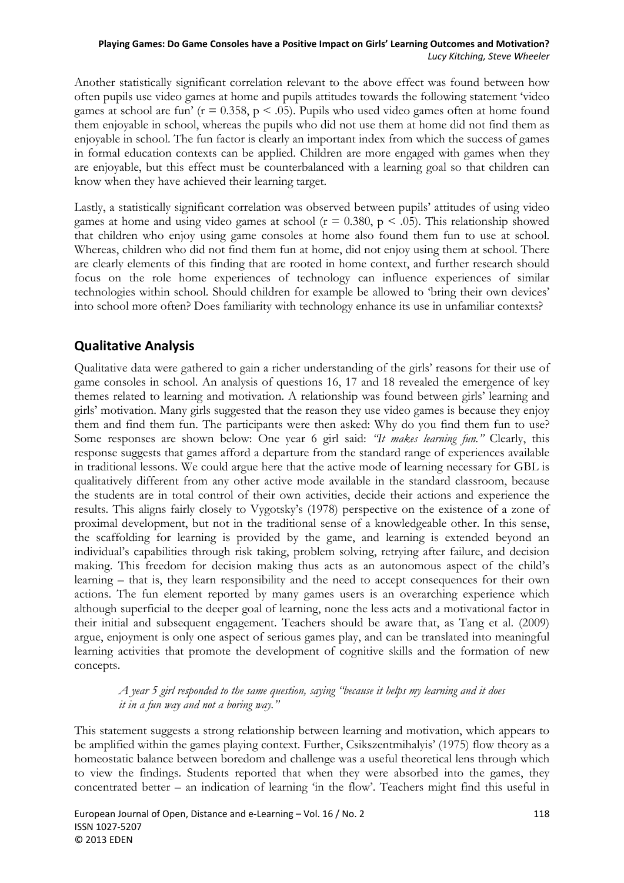Another statistically significant correlation relevant to the above effect was found between how often pupils use video games at home and pupils attitudes towards the following statement 'video games at school are fun' ($r = 0.358$, $p < .05$). Pupils who used video games often at home found them enjoyable in school, whereas the pupils who did not use them at home did not find them as enjoyable in school. The fun factor is clearly an important index from which the success of games in formal education contexts can be applied. Children are more engaged with games when they are enjoyable, but this effect must be counterbalanced with a learning goal so that children can know when they have achieved their learning target.

Lastly, a statistically significant correlation was observed between pupils' attitudes of using video games at home and using video games at school ($r = 0.380$, $p < .05$). This relationship showed that children who enjoy using game consoles at home also found them fun to use at school. Whereas, children who did not find them fun at home, did not enjoy using them at school. There are clearly elements of this finding that are rooted in home context, and further research should focus on the role home experiences of technology can influence experiences of similar technologies within school. Should children for example be allowed to 'bring their own devices' into school more often? Does familiarity with technology enhance its use in unfamiliar contexts?

## Qualitative Analysis

Qualitative data were gathered to gain a richer understanding of the girls' reasons for their use of game consoles in school. An analysis of questions 16, 17 and 18 revealed the emergence of key themes related to learning and motivation. A relationship was found between girls' learning and girls' motivation. Many girls suggested that the reason they use video games is because they enjoy them and find them fun. The participants were then asked: Why do you find them fun to use? Some responses are shown below: One year 6 girl said: *"It makes learning fun."* Clearly, this response suggests that games afford a departure from the standard range of experiences available in traditional lessons. We could argue here that the active mode of learning necessary for GBL is qualitatively different from any other active mode available in the standard classroom, because the students are in total control of their own activities, decide their actions and experience the results. This aligns fairly closely to Vygotsky's (1978) perspective on the existence of a zone of proximal development, but not in the traditional sense of a knowledgeable other. In this sense, the scaffolding for learning is provided by the game, and learning is extended beyond an individual's capabilities through risk taking, problem solving, retrying after failure, and decision making. This freedom for decision making thus acts as an autonomous aspect of the child's learning – that is, they learn responsibility and the need to accept consequences for their own actions. The fun element reported by many games users is an overarching experience which although superficial to the deeper goal of learning, none the less acts and a motivational factor in their initial and subsequent engagement. Teachers should be aware that, as Tang et al. (2009) argue, enjoyment is only one aspect of serious games play, and can be translated into meaningful learning activities that promote the development of cognitive skills and the formation of new concepts.

> *A year 5 girl responded to the same question, saying "because it helps my learning and it does it in a fun way and not a boring way."*

This statement suggests a strong relationship between learning and motivation, which appears to be amplified within the games playing context. Further, Csikszentmihalyis' (1975) flow theory as a homeostatic balance between boredom and challenge was a useful theoretical lens through which to view the findings. Students reported that when they were absorbed into the games, they concentrated better – an indication of learning 'in the flow'. Teachers might find this useful in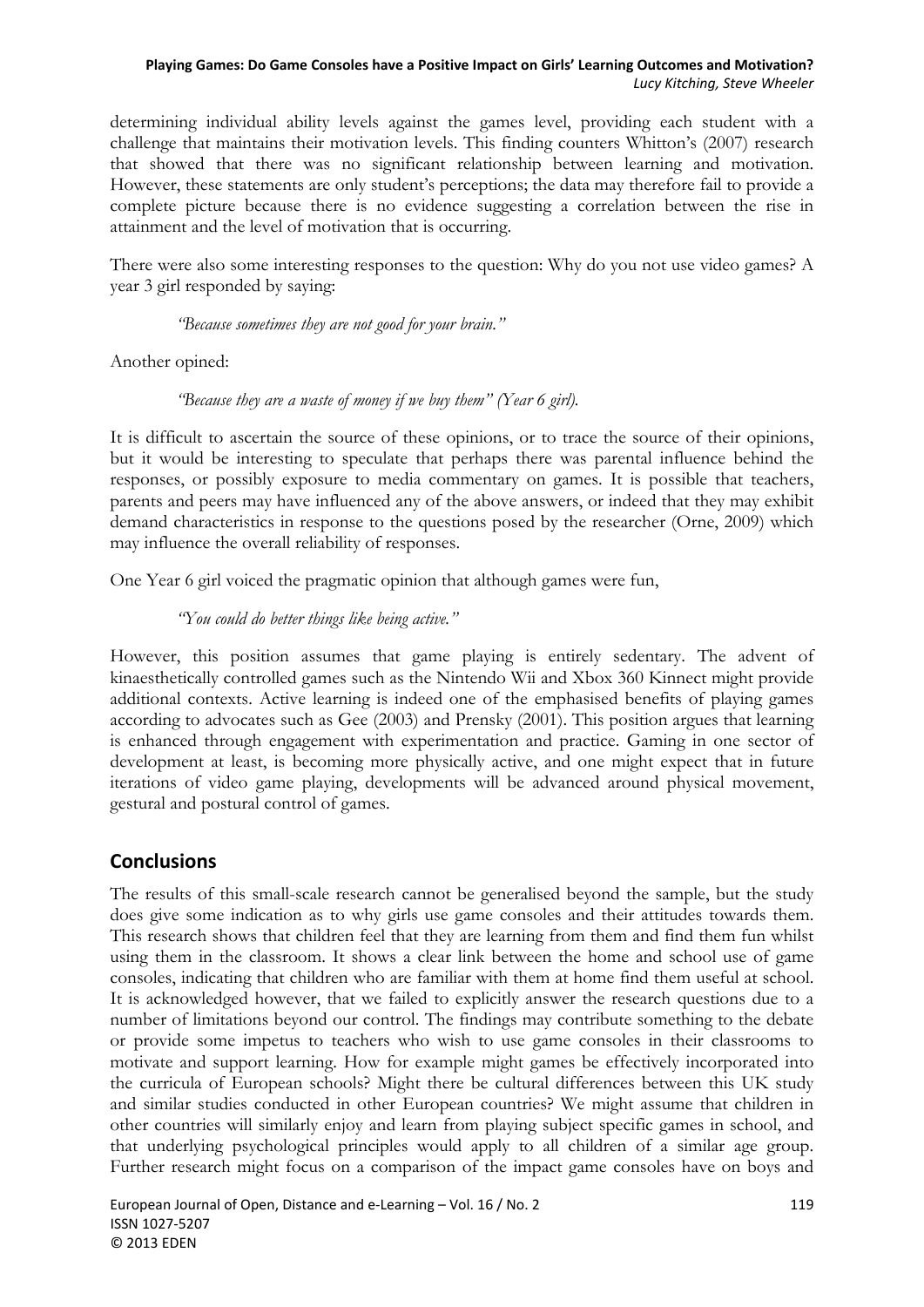determining individual ability levels against the games level, providing each student with a challenge that maintains their motivation levels. This finding counters Whitton's (2007) research that showed that there was no significant relationship between learning and motivation. However, these statements are only student's perceptions; the data may therefore fail to provide a complete picture because there is no evidence suggesting a correlation between the rise in attainment and the level of motivation that is occurring.

There were also some interesting responses to the question: Why do you not use video games? A year 3 girl responded by saying:

> *"Because sometimes they are not good for your brain."*

Another opined:

> *"Because they are a waste of money if we buy them" (Year 6 girl).*

It is difficult to ascertain the source of these opinions, or to trace the source of their opinions, but it would be interesting to speculate that perhaps there was parental influence behind the responses, or possibly exposure to media commentary on games. It is possible that teachers, parents and peers may have influenced any of the above answers, or indeed that they may exhibit demand characteristics in response to the questions posed by the researcher (Orne, 2009) which may influence the overall reliability of responses.

One Year 6 girl voiced the pragmatic opinion that although games were fun,

> *"You could do better things like being active."*

However, this position assumes that game playing is entirely sedentary. The advent of kinaesthetically controlled games such as the Nintendo Wii and Xbox 360 Kinnect might provide additional contexts. Active learning is indeed one of the emphasised benefits of playing games according to advocates such as Gee (2003) and Prensky (2001). This position argues that learning is enhanced through engagement with experimentation and practice. Gaming in one sector of development at least, is becoming more physically active, and one might expect that in future iterations of video game playing, developments will be advanced around physical movement, gestural and postural control of games.

## Conclusions

The results of this small-scale research cannot be generalised beyond the sample, but the study does give some indication as to why girls use game consoles and their attitudes towards them. This research shows that children feel that they are learning from them and find them fun whilst using them in the classroom. It shows a clear link between the home and school use of game consoles, indicating that children who are familiar with them at home find them useful at school. It is acknowledged however, that we failed to explicitly answer the research questions due to a number of limitations beyond our control. The findings may contribute something to the debate or provide some impetus to teachers who wish to use game consoles in their classrooms to motivate and support learning. How for example might games be effectively incorporated into the curricula of European schools? Might there be cultural differences between this UK study and similar studies conducted in other European countries? We might assume that children in other countries will similarly enjoy and learn from playing subject specific games in school, and that underlying psychological principles would apply to all children of a similar age group. Further research might focus on a comparison of the impact game consoles have on boys and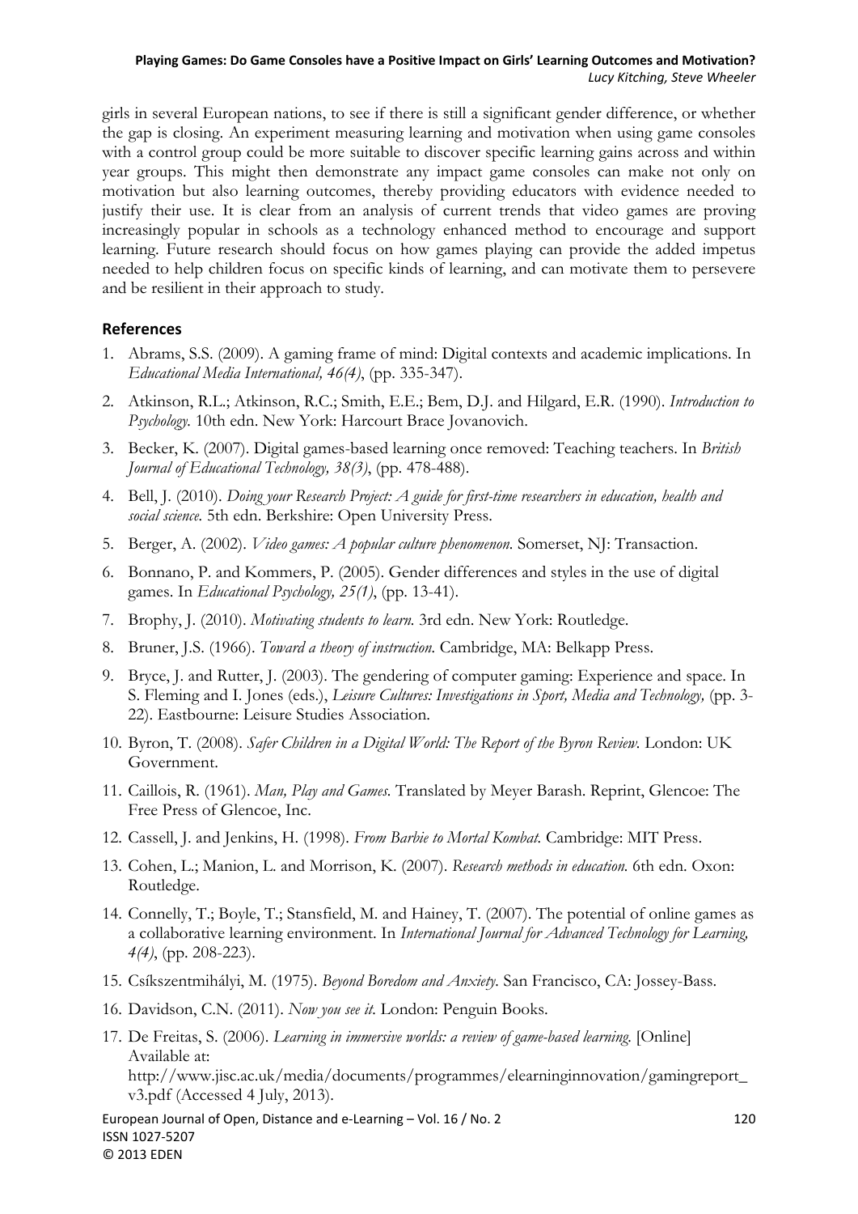girls in several European nations, to see if there is still a significant gender difference, or whether the gap is closing. An experiment measuring learning and motivation when using game consoles with a control group could be more suitable to discover specific learning gains across and within year groups. This might then demonstrate any impact game consoles can make not only on motivation but also learning outcomes, thereby providing educators with evidence needed to justify their use. It is clear from an analysis of current trends that video games are proving increasingly popular in schools as a technology enhanced method to encourage and support learning. Future research should focus on how games playing can provide the added impetus needed to help children focus on specific kinds of learning, and can motivate them to persevere and be resilient in their approach to study.

## References

1. Abrams, S.S. (2009). A gaming frame of mind: Digital contexts and academic implications. In *Educational Media International, 46(4)*, (pp. 335-347).
2. Atkinson, R.L.; Atkinson, R.C.; Smith, E.E.; Bem, D.J. and Hilgard, E.R. (1990). *Introduction to Psychology.* 10th edn. New York: Harcourt Brace Jovanovich.
3. Becker, K. (2007). Digital games-based learning once removed: Teaching teachers. In *British Journal of Educational Technology, 38(3)*, (pp. 478-488).
4. Bell, J. (2010). *Doing your Research Project: A guide for first-time researchers in education, health and social science.* 5th edn. Berkshire: Open University Press.
5. Berger, A. (2002). *Video games: A popular culture phenomenon.* Somerset, NJ: Transaction.
6. Bonnano, P. and Kommers, P. (2005). Gender differences and styles in the use of digital games. In *Educational Psychology, 25(1)*, (pp. 13-41).
7. Brophy, J. (2010). *Motivating students to learn.* 3rd edn. New York: Routledge.
8. Bruner, J.S. (1966). *Toward a theory of instruction.* Cambridge, MA: Belkapp Press.
9. Bryce, J. and Rutter, J. (2003). The gendering of computer gaming: Experience and space. In S. Fleming and I. Jones (eds.), *Leisure Cultures: Investigations in Sport, Media and Technology,* (pp. 3-22). Eastbourne: Leisure Studies Association.
10. Byron, T. (2008). *Safer Children in a Digital World: The Report of the Byron Review.* London: UK Government.
11. Caillois, R. (1961). *Man, Play and Games.* Translated by Meyer Barash. Reprint, Glencoe: The Free Press of Glencoe, Inc.
12. Cassell, J. and Jenkins, H. (1998). *From Barbie to Mortal Kombat.* Cambridge: MIT Press.
13. Cohen, L.; Manion, L. and Morrison, K. (2007). *Research methods in education.* 6th edn. Oxon: Routledge.
14. Connelly, T.; Boyle, T.; Stansfield, M. and Hainey, T. (2007). The potential of online games as a collaborative learning environment. In *International Journal for Advanced Technology for Learning, 4(4)*, (pp. 208-223).
15. Csíkszentmihályi, M. (1975). *Beyond Boredom and Anxiety.* San Francisco, CA: Jossey-Bass.
16. Davidson, C.N. (2011). *Now you see it.* London: Penguin Books.
17. De Freitas, S. (2006). *Learning in immersive worlds: a review of game-based learning.* [Online] Available at: http://www.jisc.ac.uk/media/documents/programmes/elearninginnovation/gamingreport_v3.pdf (Accessed 4 July, 2013).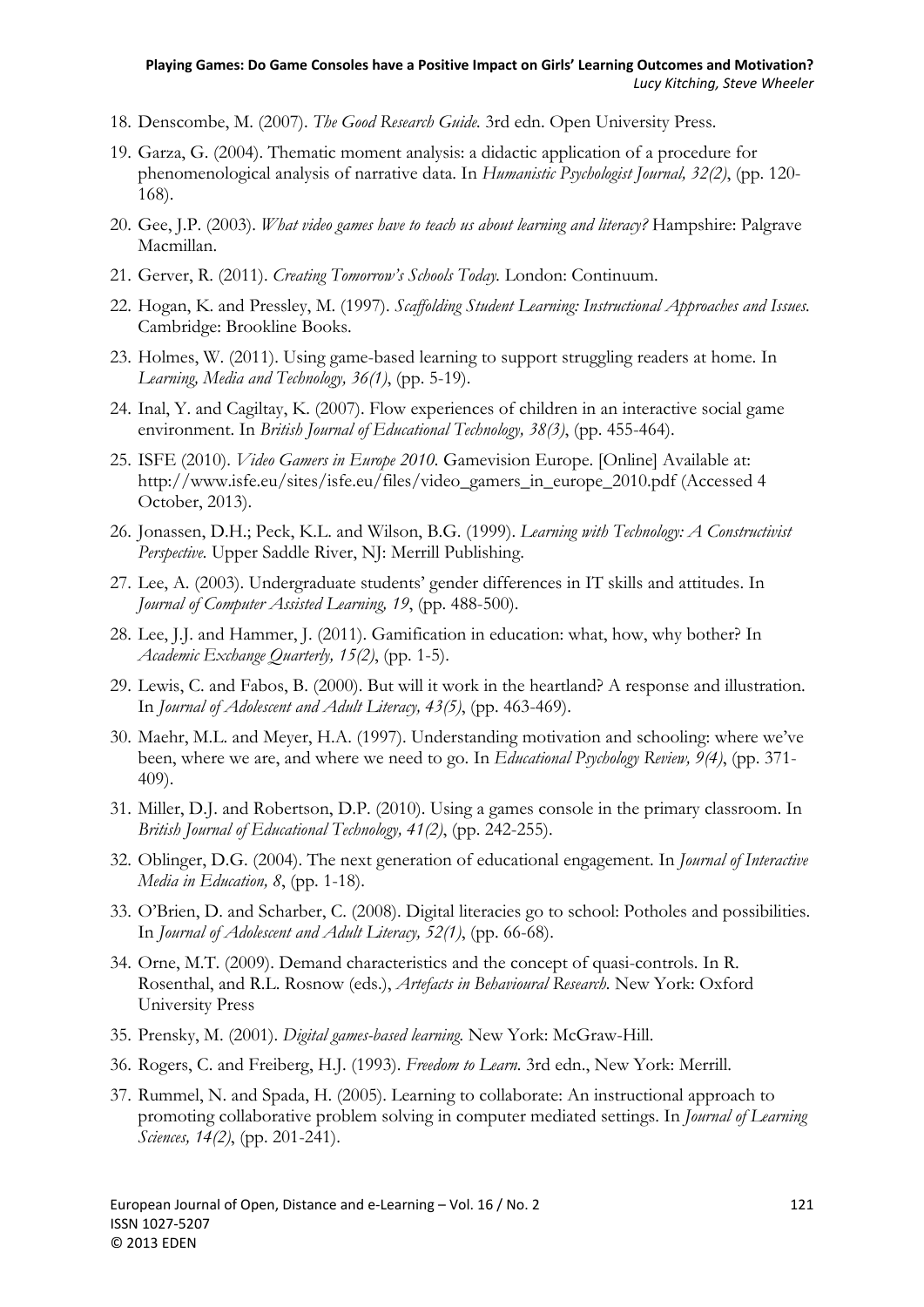18. Denscombe, M. (2007). *The Good Research Guide.* 3rd edn. Open University Press.
19. Garza, G. (2004). Thematic moment analysis: a didactic application of a procedure for phenomenological analysis of narrative data. In *Humanistic Psychologist Journal, 32(2)*, (pp. 120-168).
20. Gee, J.P. (2003). *What video games have to teach us about learning and literacy?* Hampshire: Palgrave Macmillan.
21. Gerver, R. (2011). *Creating Tomorrow's Schools Today.* London: Continuum.
22. Hogan, K. and Pressley, M. (1997). *Scaffolding Student Learning: Instructional Approaches and Issues.* Cambridge: Brookline Books.
23. Holmes, W. (2011). Using game-based learning to support struggling readers at home. In *Learning, Media and Technology, 36(1)*, (pp. 5-19).
24. Inal, Y. and Cagiltay, K. (2007). Flow experiences of children in an interactive social game environment. In *British Journal of Educational Technology, 38(3)*, (pp. 455-464).
25. ISFE (2010). *Video Gamers in Europe 2010.* Gamevision Europe. [Online] Available at: http://www.isfe.eu/sites/isfe.eu/files/video_gamers_in_europe_2010.pdf (Accessed 4 October, 2013).
26. Jonassen, D.H.; Peck, K.L. and Wilson, B.G. (1999). *Learning with Technology: A Constructivist Perspective.* Upper Saddle River, NJ: Merrill Publishing.
27. Lee, A. (2003). Undergraduate students' gender differences in IT skills and attitudes. In *Journal of Computer Assisted Learning, 19*, (pp. 488-500).
28. Lee, J.J. and Hammer, J. (2011). Gamification in education: what, how, why bother? In *Academic Exchange Quarterly, 15(2)*, (pp. 1-5).
29. Lewis, C. and Fabos, B. (2000). But will it work in the heartland? A response and illustration. In *Journal of Adolescent and Adult Literacy, 43(5)*, (pp. 463-469).
30. Maehr, M.L. and Meyer, H.A. (1997). Understanding motivation and schooling: where we've been, where we are, and where we need to go. In *Educational Psychology Review, 9(4)*, (pp. 371-409).
31. Miller, D.J. and Robertson, D.P. (2010). Using a games console in the primary classroom. In *British Journal of Educational Technology, 41(2)*, (pp. 242-255).
32. Oblinger, D.G. (2004). The next generation of educational engagement. In *Journal of Interactive Media in Education, 8*, (pp. 1-18).
33. O'Brien, D. and Scharber, C. (2008). Digital literacies go to school: Potholes and possibilities. In *Journal of Adolescent and Adult Literacy, 52(1)*, (pp. 66-68).
34. Orne, M.T. (2009). Demand characteristics and the concept of quasi-controls. In R. Rosenthal, and R.L. Rosnow (eds.), *Artefacts in Behavioural Research.* New York: Oxford University Press
35. Prensky, M. (2001). *Digital games-based learning.* New York: McGraw-Hill.
36. Rogers, C. and Freiberg, H.J. (1993). *Freedom to Learn.* 3rd edn., New York: Merrill.
37. Rummel, N. and Spada, H. (2005). Learning to collaborate: An instructional approach to promoting collaborative problem solving in computer mediated settings. In *Journal of Learning Sciences, 14(2)*, (pp. 201-241).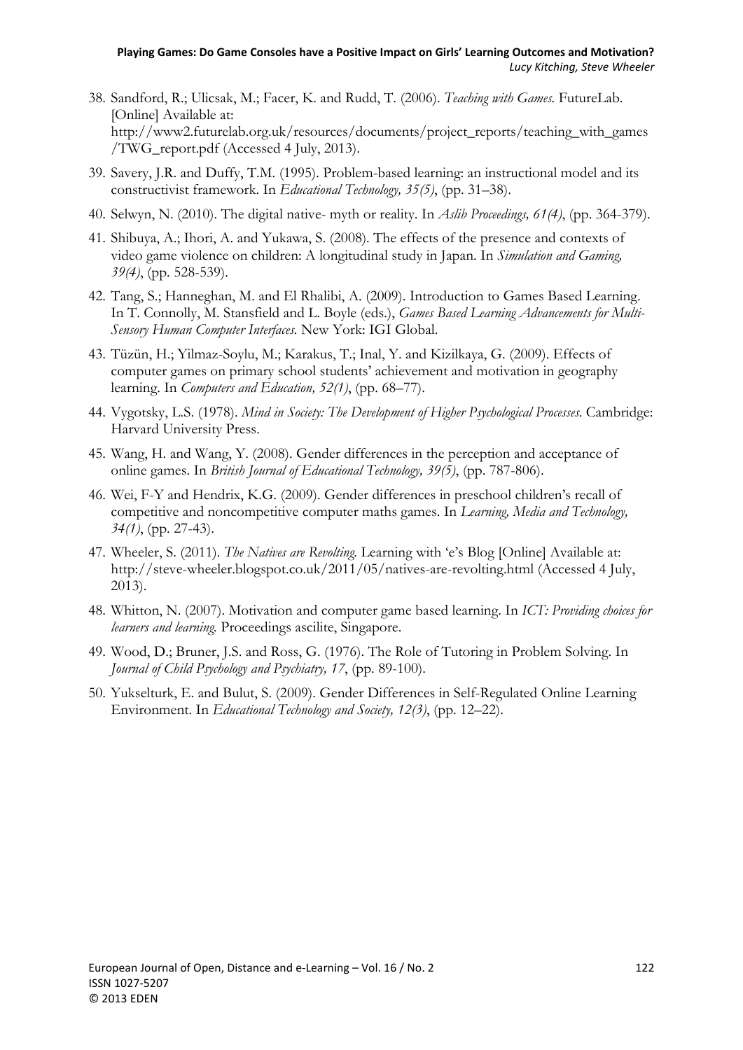38. Sandford, R.; Ulicsak, M.; Facer, K. and Rudd, T. (2006). *Teaching with Games.* FutureLab. [Online] Available at: http://www2.futurelab.org.uk/resources/documents/project_reports/teaching_with_games/TWG_report.pdf (Accessed 4 July, 2013).
39. Savery, J.R. and Duffy, T.M. (1995). Problem-based learning: an instructional model and its constructivist framework. In *Educational Technology, 35(5)*, (pp. 31–38).
40. Selwyn, N. (2010). The digital native- myth or reality. In *Aslib Proceedings, 61(4)*, (pp. 364-379).
41. Shibuya, A.; Ihori, A. and Yukawa, S. (2008). The effects of the presence and contexts of video game violence on children: A longitudinal study in Japan. In *Simulation and Gaming, 39(4)*, (pp. 528-539).
42. Tang, S.; Hanneghan, M. and El Rhalibi, A. (2009). Introduction to Games Based Learning. In T. Connolly, M. Stansfield and L. Boyle (eds.), *Games Based Learning Advancements for Multi-Sensory Human Computer Interfaces.* New York: IGI Global.
43. Tüzün, H.; Yilmaz-Soylu, M.; Karakus, T.; Inal, Y. and Kizilkaya, G. (2009). Effects of computer games on primary school students' achievement and motivation in geography learning. In *Computers and Education, 52(1)*, (pp. 68–77).
44. Vygotsky, L.S. (1978). *Mind in Society: The Development of Higher Psychological Processes.* Cambridge: Harvard University Press.
45. Wang, H. and Wang, Y. (2008). Gender differences in the perception and acceptance of online games. In *British Journal of Educational Technology, 39(5)*, (pp. 787-806).
46. Wei, F-Y and Hendrix, K.G. (2009). Gender differences in preschool children's recall of competitive and noncompetitive computer maths games. In *Learning, Media and Technology, 34(1)*, (pp. 27-43).
47. Wheeler, S. (2011). *The Natives are Revolting.* Learning with 'e's Blog [Online] Available at: http://steve-wheeler.blogspot.co.uk/2011/05/natives-are-revolting.html (Accessed 4 July, 2013).
48. Whitton, N. (2007). Motivation and computer game based learning. In *ICT: Providing choices for learners and learning.* Proceedings ascilite, Singapore.
49. Wood, D.; Bruner, J.S. and Ross, G. (1976). The Role of Tutoring in Problem Solving. In *Journal of Child Psychology and Psychiatry, 17*, (pp. 89-100).
50. Yukselturk, E. and Bulut, S. (2009). Gender Differences in Self-Regulated Online Learning Environment. In *Educational Technology and Society, 12(3)*, (pp. 12–22).